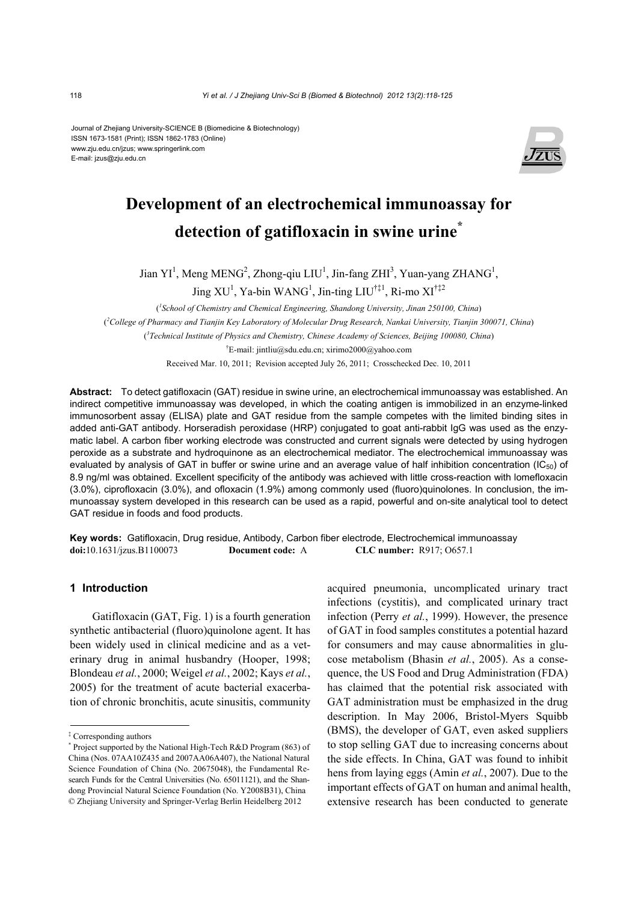Journal of Zhejiang University-SCIENCE B (Biomedicine & Biotechnology)
ISSN 1673-1581 (Print); ISSN 1862-1783 (Online)
www.zju.edu.cn/jzus; www.springerlink.com
E-mail: jzus@zju.edu.cn

# Development of an electrochemical immunoassay for detection of gatifloxacin in swine urine*

Jian YI[1], Meng MENG[2], Zhong-qiu LIU[1], Jin-fang ZHI[3], Yuan-yang ZHANG[1], Jing XU[1], Ya-bin WANG[1], Jin-ting LIU[†‡1], Ri-mo XI[†‡2]

([1]*School of Chemistry and Chemical Engineering, Shandong University, Jinan 250100, China*)

([2]*College of Pharmacy and Tianjin Key Laboratory of Molecular Drug Research, Nankai University, Tianjin 300071, China*)

([3]*Technical Institute of Physics and Chemistry, Chinese Academy of Sciences, Beijing 100080, China*)

[†]E-mail: jintliu@sdu.edu.cn; xirimo2000@yahoo.com

Received Mar. 10, 2011; Revision accepted July 26, 2011; Crosschecked Dec. 10, 2011

**Abstract:** To detect gatifloxacin (GAT) residue in swine urine, an electrochemical immunoassay was established. An indirect competitive immunoassay was developed, in which the coating antigen is immobilized in an enzyme-linked immunosorbent assay (ELISA) plate and GAT residue from the sample competes with the limited binding sites in added anti-GAT antibody. Horseradish peroxidase (HRP) conjugated to goat anti-rabbit IgG was used as the enzymatic label. A carbon fiber working electrode was constructed and current signals were detected by using hydrogen peroxide as a substrate and hydroquinone as an electrochemical mediator. The electrochemical immunoassay was evaluated by analysis of GAT in buffer or swine urine and an average value of half inhibition concentration ($IC_{50}$) of 8.9 ng/ml was obtained. Excellent specificity of the antibody was achieved with little cross-reaction with lomefloxacin (3.0%), ciprofloxacin (3.0%), and ofloxacin (1.9%) among commonly used (fluoro)quinolones. In conclusion, the immunoassay system developed in this research can be used as a rapid, powerful and on-site analytical tool to detect GAT residue in foods and food products.

**Key words:** Gatifloxacin, Drug residue, Antibody, Carbon fiber electrode, Electrochemical immunoassay
**doi:**10.1631/jzus.B1100073 **Document code:** A **CLC number:** R917; O657.1

## 1 Introduction

Gatifloxacin (GAT, Fig. 1) is a fourth generation synthetic antibacterial (fluoro)quinolone agent. It has been widely used in clinical medicine and as a veterinary drug in animal husbandry (Hooper, 1998; Blondeau *et al.*, 2000; Weigel *et al.*, 2002; Kays *et al.*, 2005) for the treatment of acute bacterial exacerbation of chronic bronchitis, acute sinusitis, community acquired pneumonia, uncomplicated urinary tract infections (cystitis), and complicated urinary tract infection (Perry *et al.*, 1999). However, the presence of GAT in food samples constitutes a potential hazard for consumers and may cause abnormalities in glucose metabolism (Bhasin *et al.*, 2005). As a consequence, the US Food and Drug Administration (FDA) has claimed that the potential risk associated with GAT administration must be emphasized in the drug description. In May 2006, Bristol-Myers Squibb (BMS), the developer of GAT, even asked suppliers to stop selling GAT due to increasing concerns about the side effects. In China, GAT was found to inhibit hens from laying eggs (Amin *et al.*, 2007). Due to the important effects of GAT on human and animal health, extensive research has been conducted to generate

---

‡ Corresponding authors

\* Project supported by the National High-Tech R&D Program (863) of China (Nos. 07AA10Z435 and 2007AA06A407), the National Natural Science Foundation of China (No. 20675048), the Fundamental Research Funds for the Central Universities (No. 65011121), and the Shandong Provincial Natural Science Foundation (No. Y2008B31), China

© Zhejiang University and Springer-Verlag Berlin Heidelberg 2012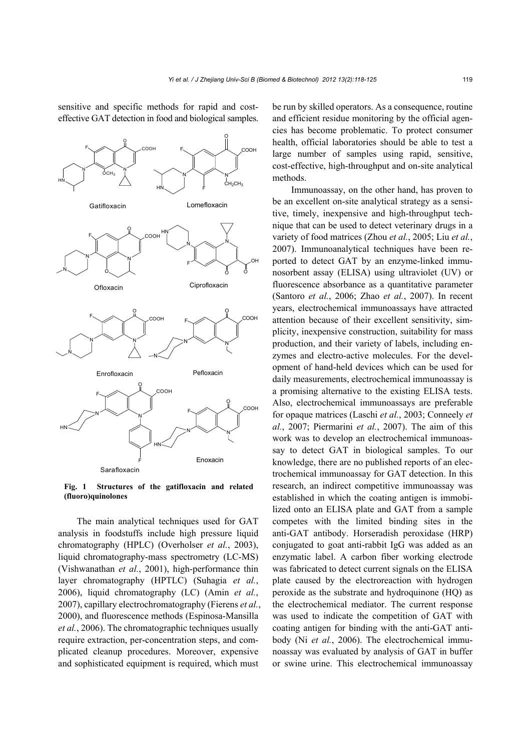sensitive and specific methods for rapid and cost-effective GAT detection in food and biological samples.

Gatifloxacin

Lomefloxacin

Ofloxacin

Ciprofloxacin

Enrofloxacin

Pefloxacin

Sarafloxacin

Enoxacin

**Fig. 1 Structures of the gatifloxacin and related (fluoro)quinolones**

The main analytical techniques used for GAT analysis in foodstuffs include high pressure liquid chromatography (HPLC) (Overholser *et al.*, 2003), liquid chromatography-mass spectrometry (LC-MS) (Vishwanathan *et al.*, 2001), high-performance thin layer chromatography (HPTLC) (Suhagia *et al.*, 2006), liquid chromatography (LC) (Amin *et al.*, 2007), capillary electrochromatography (Fierens *et al.*, 2000), and fluorescence methods (Espinosa-Mansilla *et al.*, 2006). The chromatographic techniques usually require extraction, per-concentration steps, and complicated cleanup procedures. Moreover, expensive and sophisticated equipment is required, which must be run by skilled operators. As a consequence, routine and efficient residue monitoring by the official agencies has become problematic. To protect consumer health, official laboratories should be able to test a large number of samples using rapid, sensitive, cost-effective, high-throughput and on-site analytical methods.

Immunoassay, on the other hand, has proven to be an excellent on-site analytical strategy as a sensitive, timely, inexpensive and high-throughput technique that can be used to detect veterinary drugs in a variety of food matrices (Zhou *et al.*, 2005; Liu *et al.*, 2007). Immunoanalytical techniques have been reported to detect GAT by an enzyme-linked immunosorbent assay (ELISA) using ultraviolet (UV) or fluorescence absorbance as a quantitative parameter (Santoro *et al.*, 2006; Zhao *et al.*, 2007). In recent years, electrochemical immunoassays have attracted attention because of their excellent sensitivity, simplicity, inexpensive construction, suitability for mass production, and their variety of labels, including enzymes and electro-active molecules. For the development of hand-held devices which can be used for daily measurements, electrochemical immunoassay is a promising alternative to the existing ELISA tests. Also, electrochemical immunoassays are preferable for opaque matrices (Laschi *et al.*, 2003; Conneely *et al.*, 2007; Piermarini *et al.*, 2007). The aim of this work was to develop an electrochemical immunoassay to detect GAT in biological samples. To our knowledge, there are no published reports of an electrochemical immunoassay for GAT detection. In this research, an indirect competitive immunoassay was established in which the coating antigen is immobilized onto an ELISA plate and GAT from a sample competes with the limited binding sites in the anti-GAT antibody. Horseradish peroxidase (HRP) conjugated to goat anti-rabbit IgG was added as an enzymatic label. A carbon fiber working electrode was fabricated to detect current signals on the ELISA plate caused by the electroreaction with hydrogen peroxide as the substrate and hydroquinone (HQ) as the electrochemical mediator. The current response was used to indicate the competition of GAT with coating antigen for binding with the anti-GAT antibody (Ni *et al.*, 2006). The electrochemical immunoassay was evaluated by analysis of GAT in buffer or swine urine. This electrochemical immunoassay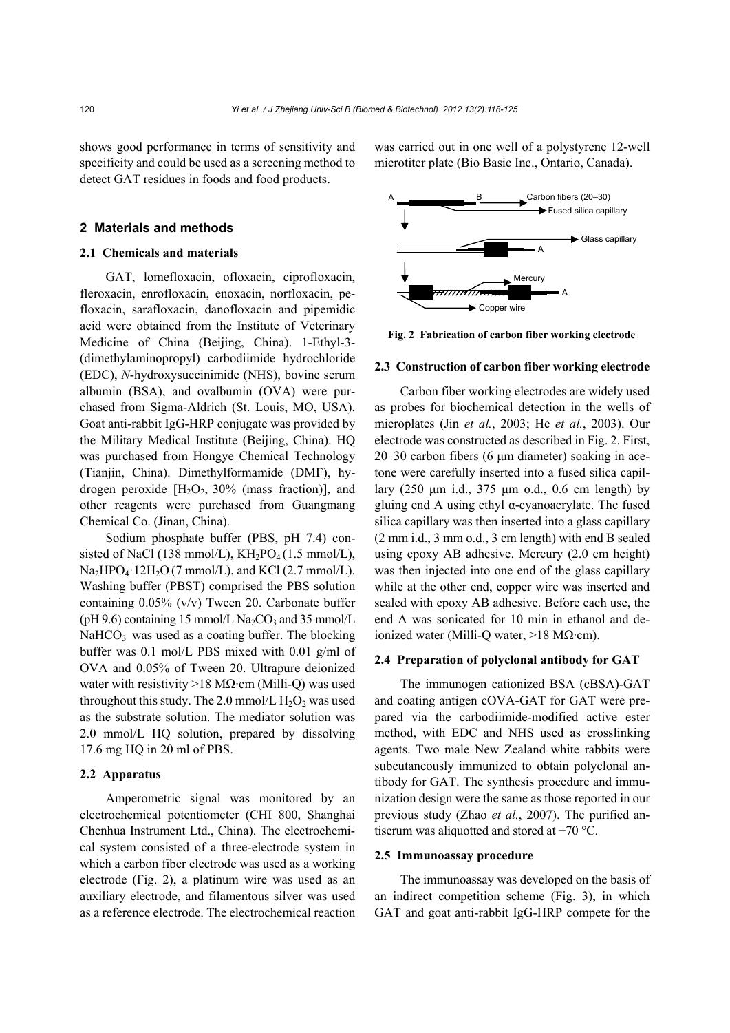shows good performance in terms of sensitivity and specificity and could be used as a screening method to detect GAT residues in foods and food products.

## 2 Materials and methods

### 2.1 Chemicals and materials

GAT, lomefloxacin, ofloxacin, ciprofloxacin, fleroxacin, enrofloxacin, enoxacin, norfloxacin, pefloxacin, sarafloxacin, danofloxacin and pipemidic acid were obtained from the Institute of Veterinary Medicine of China (Beijing, China). 1-Ethyl-3-(dimethylaminopropyl) carbodiimide hydrochloride (EDC), *N*-hydroxysuccinimide (NHS), bovine serum albumin (BSA), and ovalbumin (OVA) were purchased from Sigma-Aldrich (St. Louis, MO, USA). Goat anti-rabbit IgG-HRP conjugate was provided by the Military Medical Institute (Beijing, China). HQ was purchased from Hongye Chemical Technology (Tianjin, China). Dimethylformamide (DMF), hydrogen peroxide [$H_2O_2$, 30% (mass fraction)], and other reagents were purchased from Guangmang Chemical Co. (Jinan, China).

Sodium phosphate buffer (PBS, pH 7.4) consisted of NaCl (138 mmol/L), $KH_2PO_4$ (1.5 mmol/L), $Na_2HPO_4 \cdot 12H_2O$ (7 mmol/L), and KCl (2.7 mmol/L). Washing buffer (PBST) comprised the PBS solution containing 0.05% (v/v) Tween 20. Carbonate buffer (pH 9.6) containing 15 mmol/L $Na_2CO_3$ and 35 mmol/L $NaHCO_3$ was used as a coating buffer. The blocking buffer was 0.1 mol/L PBS mixed with 0.01 g/ml of OVA and 0.05% of Tween 20. Ultrapure deionized water with resistivity >18 MΩ·cm (Milli-Q) was used throughout this study. The 2.0 mmol/L $H_2O_2$ was used as the substrate solution. The mediator solution was 2.0 mmol/L HQ solution, prepared by dissolving 17.6 mg HQ in 20 ml of PBS.

### 2.2 Apparatus

Amperometric signal was monitored by an electrochemical potentiometer (CHI 800, Shanghai Chenhua Instrument Ltd., China). The electrochemical system consisted of a three-electrode system in which a carbon fiber electrode was used as a working electrode (Fig. 2), a platinum wire was used as an auxiliary electrode, and filamentous silver was used as a reference electrode. The electrochemical reaction was carried out in one well of a polystyrene 12-well microtiter plate (Bio Basic Inc., Ontario, Canada).

**Fig. 2 Fabrication of carbon fiber working electrode**

### 2.3 Construction of carbon fiber working electrode

Carbon fiber working electrodes are widely used as probes for biochemical detection in the wells of microplates (Jin *et al.*, 2003; He *et al.*, 2003). Our electrode was constructed as described in Fig. 2. First, 20–30 carbon fibers (6 μm diameter) soaking in acetone were carefully inserted into a fused silica capillary (250 μm i.d., 375 μm o.d., 0.6 cm length) by gluing end A using ethyl α-cyanoacrylate. The fused silica capillary was then inserted into a glass capillary (2 mm i.d., 3 mm o.d., 3 cm length) with end B sealed using epoxy AB adhesive. Mercury (2.0 cm height) was then injected into one end of the glass capillary while at the other end, copper wire was inserted and sealed with epoxy AB adhesive. Before each use, the end A was sonicated for 10 min in ethanol and deionized water (Milli-Q water, >18 MΩ·cm).

### 2.4 Preparation of polyclonal antibody for GAT

The immunogen cationized BSA (cBSA)-GAT and coating antigen cOVA-GAT for GAT were prepared via the carbodiimide-modified active ester method, with EDC and NHS used as crosslinking agents. Two male New Zealand white rabbits were subcutaneously immunized to obtain polyclonal antibody for GAT. The synthesis procedure and immunization design were the same as those reported in our previous study (Zhao *et al.*, 2007). The purified antiserum was aliquotted and stored at −70 °C.

### 2.5 Immunoassay procedure

The immunoassay was developed on the basis of an indirect competition scheme (Fig. 3), in which GAT and goat anti-rabbit IgG-HRP compete for the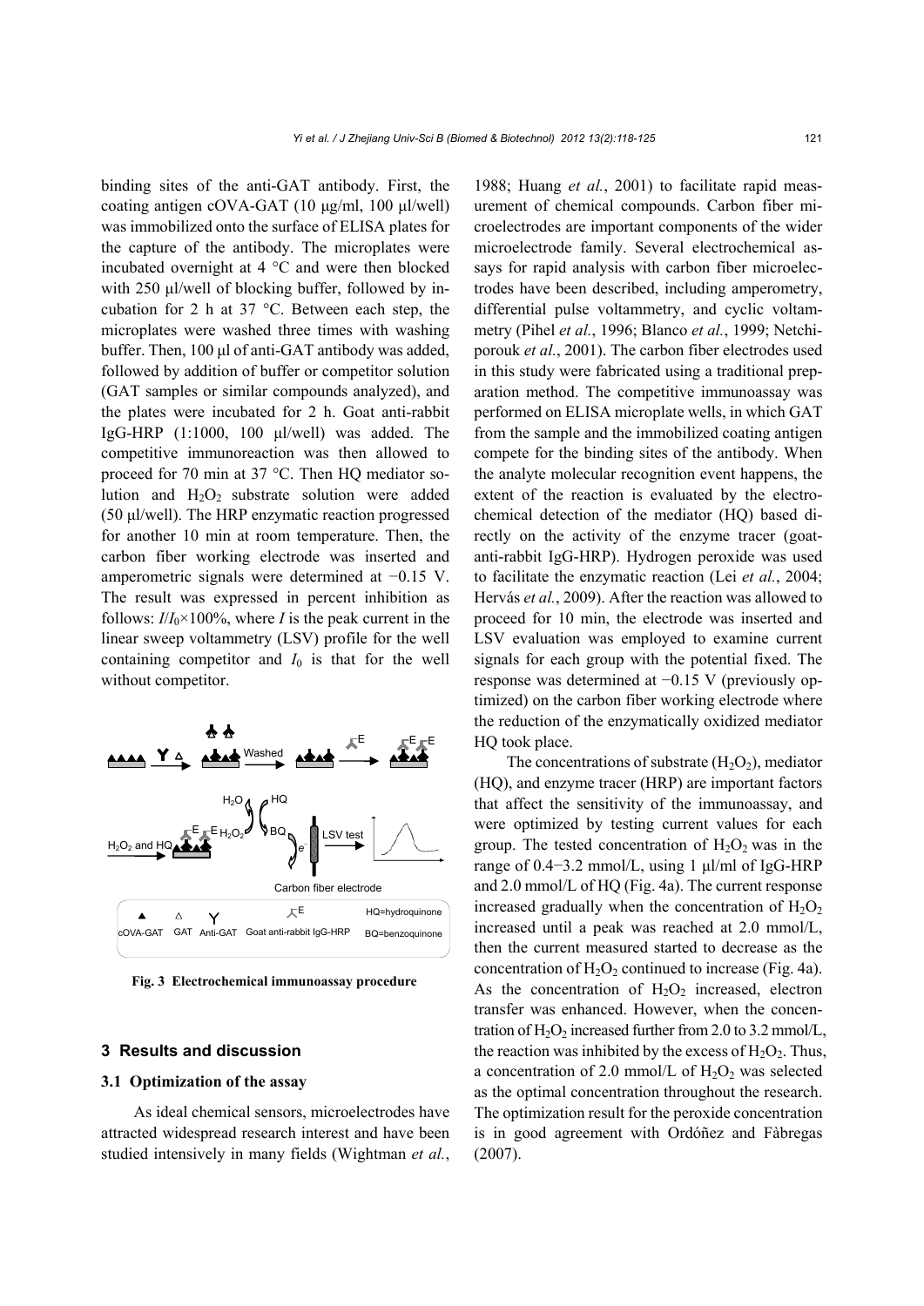binding sites of the anti-GAT antibody. First, the coating antigen cOVA-GAT (10 μg/ml, 100 μl/well) was immobilized onto the surface of ELISA plates for the capture of the antibody. The microplates were incubated overnight at 4 °C and were then blocked with 250 μl/well of blocking buffer, followed by incubation for 2 h at 37 °C. Between each step, the microplates were washed three times with washing buffer. Then, 100 μl of anti-GAT antibody was added, followed by addition of buffer or competitor solution (GAT samples or similar compounds analyzed), and the plates were incubated for 2 h. Goat anti-rabbit IgG-HRP (1:1000, 100 μl/well) was added. The competitive immunoreaction was then allowed to proceed for 70 min at 37 °C. Then HQ mediator solution and $H_2O_2$ substrate solution were added (50 μl/well). The HRP enzymatic reaction progressed for another 10 min at room temperature. Then, the carbon fiber working electrode was inserted and amperometric signals were determined at −0.15 V. The result was expressed in percent inhibition as follows: $I/I_0 \times 100\%$, where $I$ is the peak current in the linear sweep voltammetry (LSV) profile for the well containing competitor and $I_0$ is that for the well without competitor.

**Fig. 3 Electrochemical immunoassay procedure**

## 3 Results and discussion

### 3.1 Optimization of the assay

As ideal chemical sensors, microelectrodes have attracted widespread research interest and have been studied intensively in many fields (Wightman *et al.*, 1988; Huang *et al.*, 2001) to facilitate rapid measurement of chemical compounds. Carbon fiber microelectrodes are important components of the wider microelectrode family. Several electrochemical assays for rapid analysis with carbon fiber microelectrodes have been described, including amperometry, differential pulse voltammetry, and cyclic voltammetry (Pihel *et al.*, 1996; Blanco *et al.*, 1999; Netchiporouk *et al.*, 2001). The carbon fiber electrodes used in this study were fabricated using a traditional preparation method. The competitive immunoassay was performed on ELISA microplate wells, in which GAT from the sample and the immobilized coating antigen compete for the binding sites of the antibody. When the analyte molecular recognition event happens, the extent of the reaction is evaluated by the electrochemical detection of the mediator (HQ) based directly on the activity of the enzyme tracer (goat-anti-rabbit IgG-HRP). Hydrogen peroxide was used to facilitate the enzymatic reaction (Lei *et al.*, 2004; Hervás *et al.*, 2009). After the reaction was allowed to proceed for 10 min, the electrode was inserted and LSV evaluation was employed to examine current signals for each group with the potential fixed. The response was determined at −0.15 V (previously optimized) on the carbon fiber working electrode where the reduction of the enzymatically oxidized mediator HQ took place.

The concentrations of substrate ($H_2O_2$), mediator (HQ), and enzyme tracer (HRP) are important factors that affect the sensitivity of the immunoassay, and were optimized by testing current values for each group. The tested concentration of $H_2O_2$ was in the range of 0.4−3.2 mmol/L, using 1 μl/ml of IgG-HRP and 2.0 mmol/L of HQ (Fig. 4a). The current response increased gradually when the concentration of $H_2O_2$ increased until a peak was reached at 2.0 mmol/L, then the current measured started to decrease as the concentration of $H_2O_2$ continued to increase (Fig. 4a). As the concentration of $H_2O_2$ increased, electron transfer was enhanced. However, when the concentration of $H_2O_2$ increased further from 2.0 to 3.2 mmol/L, the reaction was inhibited by the excess of $H_2O_2$. Thus, a concentration of 2.0 mmol/L of $H_2O_2$ was selected as the optimal concentration throughout the research. The optimization result for the peroxide concentration is in good agreement with Ordóñez and Fàbregas (2007).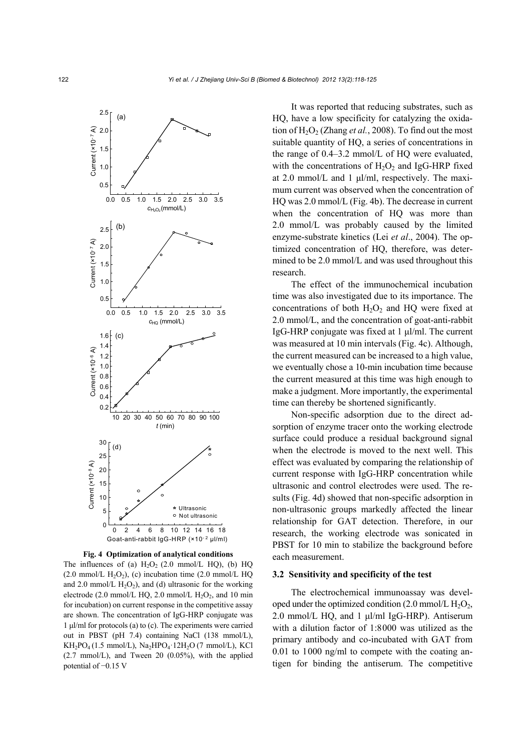**Fig. 4 Optimization of analytical conditions**

The influences of (a) $H_2O_2$ (2.0 mmol/L HQ), (b) HQ (2.0 mmol/L $H_2O_2$), (c) incubation time (2.0 mmol/L HQ and 2.0 mmol/L $H_2O_2$), and (d) ultrasonic for the working electrode (2.0 mmol/L HQ, 2.0 mmol/L $H_2O_2$, and 10 min for incubation) on current response in the competitive assay are shown. The concentration of IgG-HRP conjugate was 1 μl/ml for protocols (a) to (c). The experiments were carried out in PBST (pH 7.4) containing NaCl (138 mmol/L), $KH_2PO_4$ (1.5 mmol/L), $Na_2HPO_4 \cdot 12H_2O$ (7 mmol/L), KCl (2.7 mmol/L), and Tween 20 (0.05%), with the applied potential of −0.15 V

It was reported that reducing substrates, such as HQ, have a low specificity for catalyzing the oxidation of $H_2O_2$ (Zhang *et al.*, 2008). To find out the most suitable quantity of HQ, a series of concentrations in the range of 0.4–3.2 mmol/L of HQ were evaluated, with the concentrations of $H_2O_2$ and IgG-HRP fixed at 2.0 mmol/L and 1 μl/ml, respectively. The maximum current was observed when the concentration of HQ was 2.0 mmol/L (Fig. 4b). The decrease in current when the concentration of HQ was more than 2.0 mmol/L was probably caused by the limited enzyme-substrate kinetics (Lei *et al*., 2004). The optimized concentration of HQ, therefore, was determined to be 2.0 mmol/L and was used throughout this research.

The effect of the immunochemical incubation time was also investigated due to its importance. The concentrations of both $H_2O_2$ and HQ were fixed at 2.0 mmol/L, and the concentration of goat-anti-rabbit IgG-HRP conjugate was fixed at 1 μl/ml. The current was measured at 10 min intervals (Fig. 4c). Although, the current measured can be increased to a high value, we eventually chose a 10-min incubation time because the current measured at this time was high enough to make a judgment. More importantly, the experimental time can thereby be shortened significantly.

Non-specific adsorption due to the direct adsorption of enzyme tracer onto the working electrode surface could produce a residual background signal when the electrode is moved to the next well. This effect was evaluated by comparing the relationship of current response with IgG-HRP concentration while ultrasonic and control electrodes were used. The results (Fig. 4d) showed that non-specific adsorption in non-ultrasonic groups markedly affected the linear relationship for GAT detection. Therefore, in our research, the working electrode was sonicated in PBST for 10 min to stabilize the background before each measurement.

### 3.2 Sensitivity and specificity of the test

The electrochemical immunoassay was developed under the optimized condition (2.0 mmol/L $H_2O_2$, 2.0 mmol/L HQ, and 1 μl/ml IgG-HRP). Antiserum with a dilution factor of 1:8000 was utilized as the primary antibody and co-incubated with GAT from 0.01 to 1000 ng/ml to compete with the coating antigen for binding the antiserum. The competitive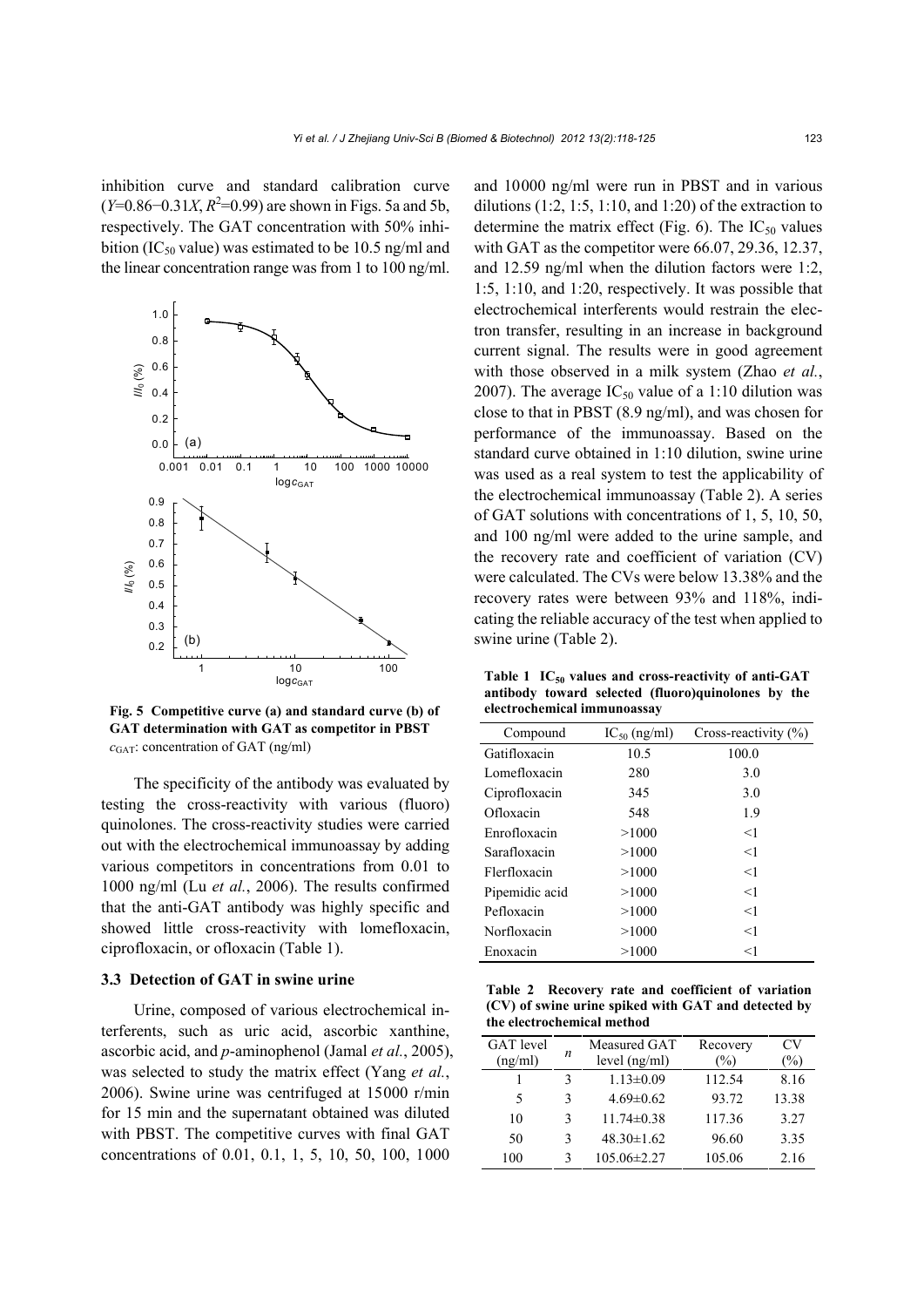inhibition curve and standard calibration curve ($Y$=0.86−0.31$X$, $R^2$=0.99) are shown in Figs. 5a and 5b, respectively. The GAT concentration with 50% inhibition ($IC_{50}$ value) was estimated to be 10.5 ng/ml and the linear concentration range was from 1 to 100 ng/ml.

**Fig. 5 Competitive curve (a) and standard curve (b) of GAT determination with GAT as competitor in PBST**
$c_{GAT}$: concentration of GAT (ng/ml)

The specificity of the antibody was evaluated by testing the cross-reactivity with various (fluoro) quinolones. The cross-reactivity studies were carried out with the electrochemical immunoassay by adding various competitors in concentrations from 0.01 to 1000 ng/ml (Lu *et al.*, 2006). The results confirmed that the anti-GAT antibody was highly specific and showed little cross-reactivity with lomefloxacin, ciprofloxacin, or ofloxacin (Table 1).

### 3.3 Detection of GAT in swine urine

Urine, composed of various electrochemical interferents, such as uric acid, ascorbic xanthine, ascorbic acid, and *p*-aminophenol (Jamal *et al.*, 2005), was selected to study the matrix effect (Yang *et al.*, 2006). Swine urine was centrifuged at 15000 r/min for 15 min and the supernatant obtained was diluted with PBST. The competitive curves with final GAT concentrations of 0.01, 0.1, 1, 5, 10, 50, 100, 1000 and 10000 ng/ml were run in PBST and in various dilutions (1:2, 1:5, 1:10, and 1:20) of the extraction to determine the matrix effect (Fig. 6). The $IC_{50}$ values with GAT as the competitor were 66.07, 29.36, 12.37, and 12.59 ng/ml when the dilution factors were 1:2, 1:5, 1:10, and 1:20, respectively. It was possible that electrochemical interferents would restrain the electron transfer, resulting in an increase in background current signal. The results were in good agreement with those observed in a milk system (Zhao *et al.*, 2007). The average $IC_{50}$ value of a 1:10 dilution was close to that in PBST (8.9 ng/ml), and was chosen for performance of the immunoassay. Based on the standard curve obtained in 1:10 dilution, swine urine was used as a real system to test the applicability of the electrochemical immunoassay (Table 2). A series of GAT solutions with concentrations of 1, 5, 10, 50, and 100 ng/ml were added to the urine sample, and the recovery rate and coefficient of variation (CV) were calculated. The CVs were below 13.38% and the recovery rates were between 93% and 118%, indicating the reliable accuracy of the test when applied to swine urine (Table 2).

**Table 1 $IC_{50}$ values and cross-reactivity of anti-GAT antibody toward selected (fluoro)quinolones by the electrochemical immunoassay**

| Compound | $IC_{50}$ (ng/ml) | Cross-reactivity (%) |
|---|---|---|
| Gatifloxacin | 10.5 | 100.0 |
| Lomefloxacin | 280 | 3.0 |
| Ciprofloxacin | 345 | 3.0 |
| Ofloxacin | 548 | 1.9 |
| Enrofloxacin | >1000 | <1 |
| Sarafloxacin | >1000 | <1 |
| Flerfloxacin | >1000 | <1 |
| Pipemidic acid | >1000 | <1 |
| Pefloxacin | >1000 | <1 |
| Norfloxacin | >1000 | <1 |
| Enoxacin | >1000 | <1 |

**Table 2 Recovery rate and coefficient of variation (CV) of swine urine spiked with GAT and detected by the electrochemical method**

| GAT level (ng/ml) | $n$ | Measured GAT level (ng/ml) | Recovery (%) | CV (%) |
|---|---|---|---|---|
| 1 | 3 | 1.13±0.09 | 112.54 | 8.16 |
| 5 | 3 | 4.69±0.62 | 93.72 | 13.38 |
| 10 | 3 | 11.74±0.38 | 117.36 | 3.27 |
| 50 | 3 | 48.30±1.62 | 96.60 | 3.35 |
| 100 | 3 | 105.06±2.27 | 105.06 | 2.16 |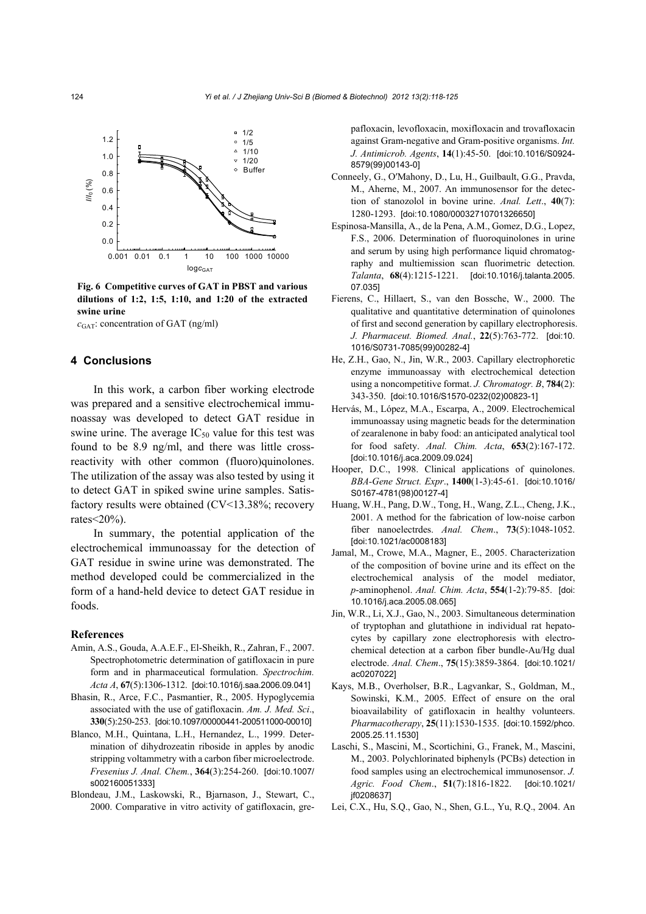Fig. 6 Competitive curves of GAT in PBST and various dilutions of 1:2, 1:5, 1:10, and 1:20 of the extracted swine urine

$c_{GAT}$: concentration of GAT (ng/ml)

## 4 Conclusions

In this work, a carbon fiber working electrode was prepared and a sensitive electrochemical immunoassay was developed to detect GAT residue in swine urine. The average $IC_{50}$ value for this test was found to be 8.9 ng/ml, and there was little cross-reactivity with other common (fluoro)quinolones. The utilization of the assay was also tested by using it to detect GAT in spiked swine urine samples. Satisfactory results were obtained (CV<13.38%; recovery rates<20%).

In summary, the potential application of the electrochemical immunoassay for the detection of GAT residue in swine urine was demonstrated. The method developed could be commercialized in the form of a hand-held device to detect GAT residue in foods.

### References

Amin, A.S., Gouda, A.A.E.F., El-Sheikh, R., Zahran, F., 2007. Spectrophotometric determination of gatifloxacin in pure form and in pharmaceutical formulation. *Spectrochim. Acta A*, **67**(5):1306-1312. [doi:10.1016/j.saa.2006.09.041]

Bhasin, R., Arce, F.C., Pasmantier, R., 2005. Hypoglycemia associated with the use of gatifloxacin. *Am. J. Med. Sci*., **330**(5):250-253. [doi:10.1097/00000441-200511000-00010]

Blanco, M.H., Quintana, L.H., Hernandez, L., 1999. Determination of dihydrozeatin riboside in apples by anodic stripping voltammetry with a carbon fiber microelectrode. *Fresenius J. Anal. Chem.*, **364**(3):254-260. [doi:10.1007/s002160051333]

Blondeau, J.M., Laskowski, R., Bjarnason, J., Stewart, C., 2000. Comparative in vitro activity of gatifloxacin, grepafloxacin, levofloxacin, moxifloxacin and trovafloxacin against Gram-negative and Gram-positive organisms. *Int. J. Antimicrob. Agents*, **14**(1):45-50. [doi:10.1016/S0924-8579(99)00143-0]

Conneely, G., O′Mahony, D., Lu, H., Guilbault, G.G., Pravda, M., Aherne, M., 2007. An immunosensor for the detection of stanozolol in bovine urine. *Anal. Lett*., **40**(7):1280-1293. [doi:10.1080/00032710701326650]

Espinosa-Mansilla, A., de la Pena, A.M., Gomez, D.G., Lopez, F.S., 2006. Determination of fluoroquinolones in urine and serum by using high performance liquid chromatography and multiemission scan fluorimetric detection. *Talanta*, **68**(4):1215-1221. [doi:10.1016/j.talanta.2005.07.035]

Fierens, C., Hillaert, S., van den Bossche, W., 2000. The qualitative and quantitative determination of quinolones of first and second generation by capillary electrophoresis. *J. Pharmaceut. Biomed. Anal.*, **22**(5):763-772. [doi:10.1016/S0731-7085(99)00282-4]

He, Z.H., Gao, N., Jin, W.R., 2003. Capillary electrophoretic enzyme immunoassay with electrochemical detection using a noncompetitive format. *J. Chromatogr. B*, **784**(2):343-350. [doi:10.1016/S1570-0232(02)00823-1]

Hervás, M., López, M.A., Escarpa, A., 2009. Electrochemical immunoassay using magnetic beads for the determination of zearalenone in baby food: an anticipated analytical tool for food safety. *Anal. Chim. Acta*, **653**(2):167-172. [doi:10.1016/j.aca.2009.09.024]

Hooper, D.C., 1998. Clinical applications of quinolones. *BBA-Gene Struct. Expr*., **1400**(1-3):45-61. [doi:10.1016/S0167-4781(98)00127-4]

Huang, W.H., Pang, D.W., Tong, H., Wang, Z.L., Cheng, J.K., 2001. A method for the fabrication of low-noise carbon fiber nanoelectrdes. *Anal. Chem*., **73**(5):1048-1052. [doi:10.1021/ac0008183]

Jamal, M., Crowe, M.A., Magner, E., 2005. Characterization of the composition of bovine urine and its effect on the electrochemical analysis of the model mediator, *p*-aminophenol. *Anal. Chim. Acta*, **554**(1-2):79-85. [doi:10.1016/j.aca.2005.08.065]

Jin, W.R., Li, X.J., Gao, N., 2003. Simultaneous determination of tryptophan and glutathione in individual rat hepatocytes by capillary zone electrophoresis with electrochemical detection at a carbon fiber bundle-Au/Hg dual electrode. *Anal. Chem*., **75**(15):3859-3864. [doi:10.1021/ac0207022]

Kays, M.B., Overholser, B.R., Lagvankar, S., Goldman, M., Sowinski, K.M., 2005. Effect of ensure on the oral bioavailability of gatifloxacin in healthy volunteers. *Pharmacotherapy*, **25**(11):1530-1535. [doi:10.1592/phco.2005.25.11.1530]

Laschi, S., Mascini, M., Scortichini, G., Franek, M., Mascini, M., 2003. Polychlorinated biphenyls (PCBs) detection in food samples using an electrochemical immunosensor. *J. Agric. Food Chem*., **51**(7):1816-1822. [doi:10.1021/jf0208637]

Lei, C.X., Hu, S.Q., Gao, N., Shen, G.L., Yu, R.Q., 2004. An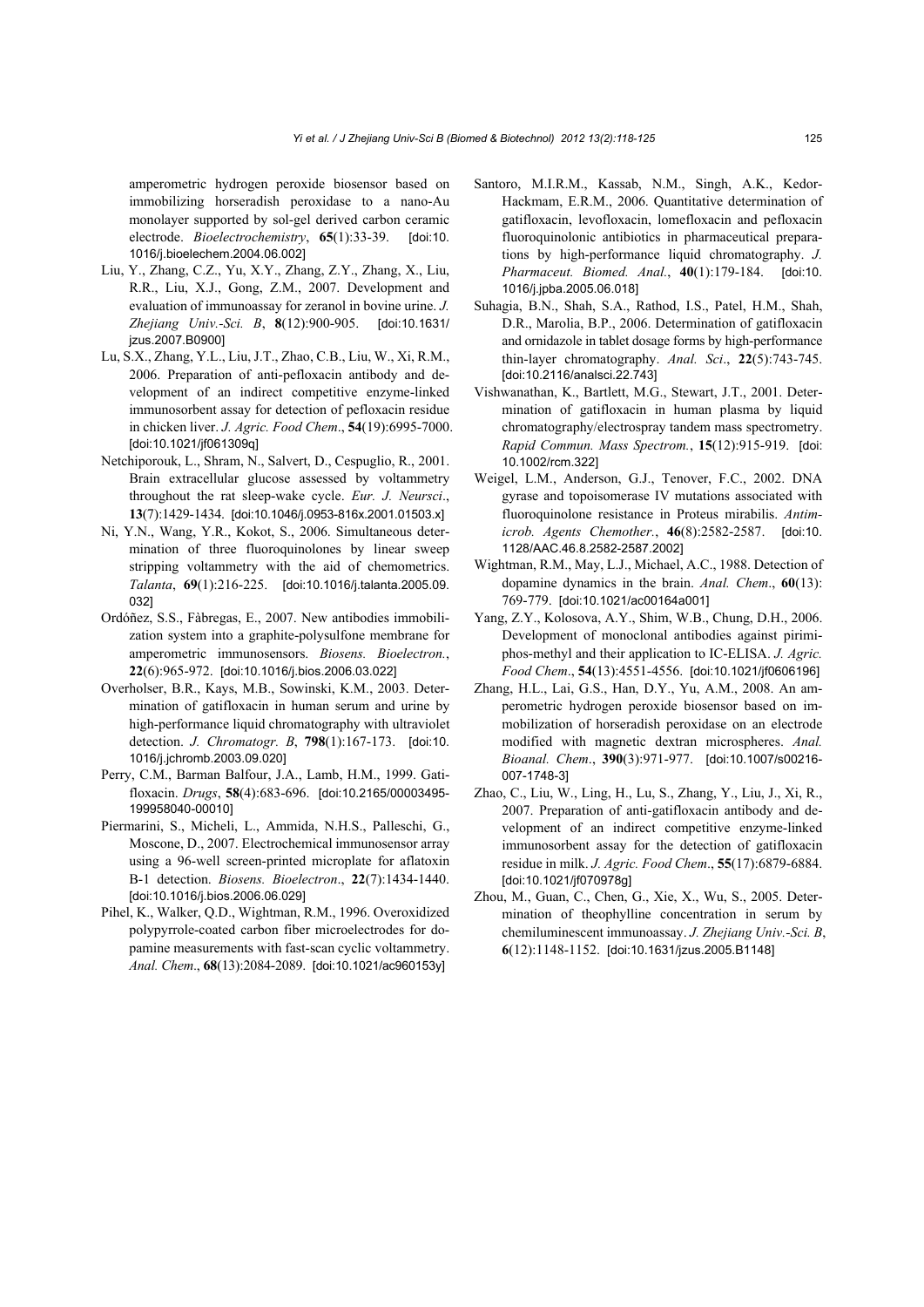amperometric hydrogen peroxide biosensor based on immobilizing horseradish peroxidase to a nano-Au monolayer supported by sol-gel derived carbon ceramic electrode. *Bioelectrochemistry*, **65**(1):33-39. [doi:10.1016/j.bioelechem.2004.06.002]

Liu, Y., Zhang, C.Z., Yu, X.Y., Zhang, Z.Y., Zhang, X., Liu, R.R., Liu, X.J., Gong, Z.M., 2007. Development and evaluation of immunoassay for zeranol in bovine urine. *J. Zhejiang Univ.-Sci. B*, **8**(12):900-905. [doi:10.1631/jzus.2007.B0900]

Lu, S.X., Zhang, Y.L., Liu, J.T., Zhao, C.B., Liu, W., Xi, R.M., 2006. Preparation of anti-pefloxacin antibody and development of an indirect competitive enzyme-linked immunosorbent assay for detection of pefloxacin residue in chicken liver. *J. Agric. Food Chem*., **54**(19):6995-7000. [doi:10.1021/jf061309q]

Netchiporouk, L., Shram, N., Salvert, D., Cespuglio, R., 2001. Brain extracellular glucose assessed by voltammetry throughout the rat sleep-wake cycle. *Eur. J. Neursci*., **13**(7):1429-1434. [doi:10.1046/j.0953-816x.2001.01503.x]

Ni, Y.N., Wang, Y.R., Kokot, S., 2006. Simultaneous determination of three fluoroquinolones by linear sweep stripping voltammetry with the aid of chemometrics. *Talanta*, **69**(1):216-225. [doi:10.1016/j.talanta.2005.09.032]

Ordóñez, S.S., Fàbregas, E., 2007. New antibodies immobilization system into a graphite-polysulfone membrane for amperometric immunosensors. *Biosens. Bioelectron.*, **22**(6):965-972. [doi:10.1016/j.bios.2006.03.022]

Overholser, B.R., Kays, M.B., Sowinski, K.M., 2003. Determination of gatifloxacin in human serum and urine by high-performance liquid chromatography with ultraviolet detection. *J. Chromatogr. B*, **798**(1):167-173. [doi:10.1016/j.jchromb.2003.09.020]

Perry, C.M., Barman Balfour, J.A., Lamb, H.M., 1999. Gatifloxacin. *Drugs*, **58**(4):683-696. [doi:10.2165/00003495-199958040-00010]

Piermarini, S., Micheli, L., Ammida, N.H.S., Palleschi, G., Moscone, D., 2007. Electrochemical immunosensor array using a 96-well screen-printed microplate for aflatoxin B-1 detection. *Biosens. Bioelectron*., **22**(7):1434-1440. [doi:10.1016/j.bios.2006.06.029]

Pihel, K., Walker, Q.D., Wightman, R.M., 1996. Overoxidized polypyrrole-coated carbon fiber microelectrodes for dopamine measurements with fast-scan cyclic voltammetry. *Anal. Chem*., **68**(13):2084-2089. [doi:10.1021/ac960153y]

Santoro, M.I.R.M., Kassab, N.M., Singh, A.K., Kedor-Hackmam, E.R.M., 2006. Quantitative determination of gatifloxacin, levofloxacin, lomefloxacin and pefloxacin fluoroquinolonic antibiotics in pharmaceutical preparations by high-performance liquid chromatography. *J. Pharmaceut. Biomed. Anal.*, **40**(1):179-184. [doi:10.1016/j.jpba.2005.06.018]

Suhagia, B.N., Shah, S.A., Rathod, I.S., Patel, H.M., Shah, D.R., Marolia, B.P., 2006. Determination of gatifloxacin and ornidazole in tablet dosage forms by high-performance thin-layer chromatography. *Anal. Sci*., **22**(5):743-745. [doi:10.2116/analsci.22.743]

Vishwanathan, K., Bartlett, M.G., Stewart, J.T., 2001. Determination of gatifloxacin in human plasma by liquid chromatography/electrospray tandem mass spectrometry. *Rapid Commun. Mass Spectrom.*, **15**(12):915-919. [doi:10.1002/rcm.322]

Weigel, L.M., Anderson, G.J., Tenover, F.C., 2002. DNA gyrase and topoisomerase IV mutations associated with fluoroquinolone resistance in Proteus mirabilis. *Antimicrob. Agents Chemother.*, **46**(8):2582-2587. [doi:10.1128/AAC.46.8.2582-2587.2002]

Wightman, R.M., May, L.J., Michael, A.C., 1988. Detection of dopamine dynamics in the brain. *Anal. Chem*., **60**(13):769-779. [doi:10.1021/ac00164a001]

Yang, Z.Y., Kolosova, A.Y., Shim, W.B., Chung, D.H., 2006. Development of monoclonal antibodies against pirimiphos-methyl and their application to IC-ELISA. *J. Agric. Food Chem*., **54**(13):4551-4556. [doi:10.1021/jf0606196]

Zhang, H.L., Lai, G.S., Han, D.Y., Yu, A.M., 2008. An amperometric hydrogen peroxide biosensor based on immobilization of horseradish peroxidase on an electrode modified with magnetic dextran microspheres. *Anal. Bioanal. Chem*., **390**(3):971-977. [doi:10.1007/s00216-007-1748-3]

Zhao, C., Liu, W., Ling, H., Lu, S., Zhang, Y., Liu, J., Xi, R., 2007. Preparation of anti-gatifloxacin antibody and development of an indirect competitive enzyme-linked immunosorbent assay for the detection of gatifloxacin residue in milk. *J. Agric. Food Chem*., **55**(17):6879-6884. [doi:10.1021/jf070978g]

Zhou, M., Guan, C., Chen, G., Xie, X., Wu, S., 2005. Determination of theophylline concentration in serum by chemiluminescent immunoassay. *J. Zhejiang Univ.-Sci. B*, **6**(12):1148-1152. [doi:10.1631/jzus.2005.B1148]